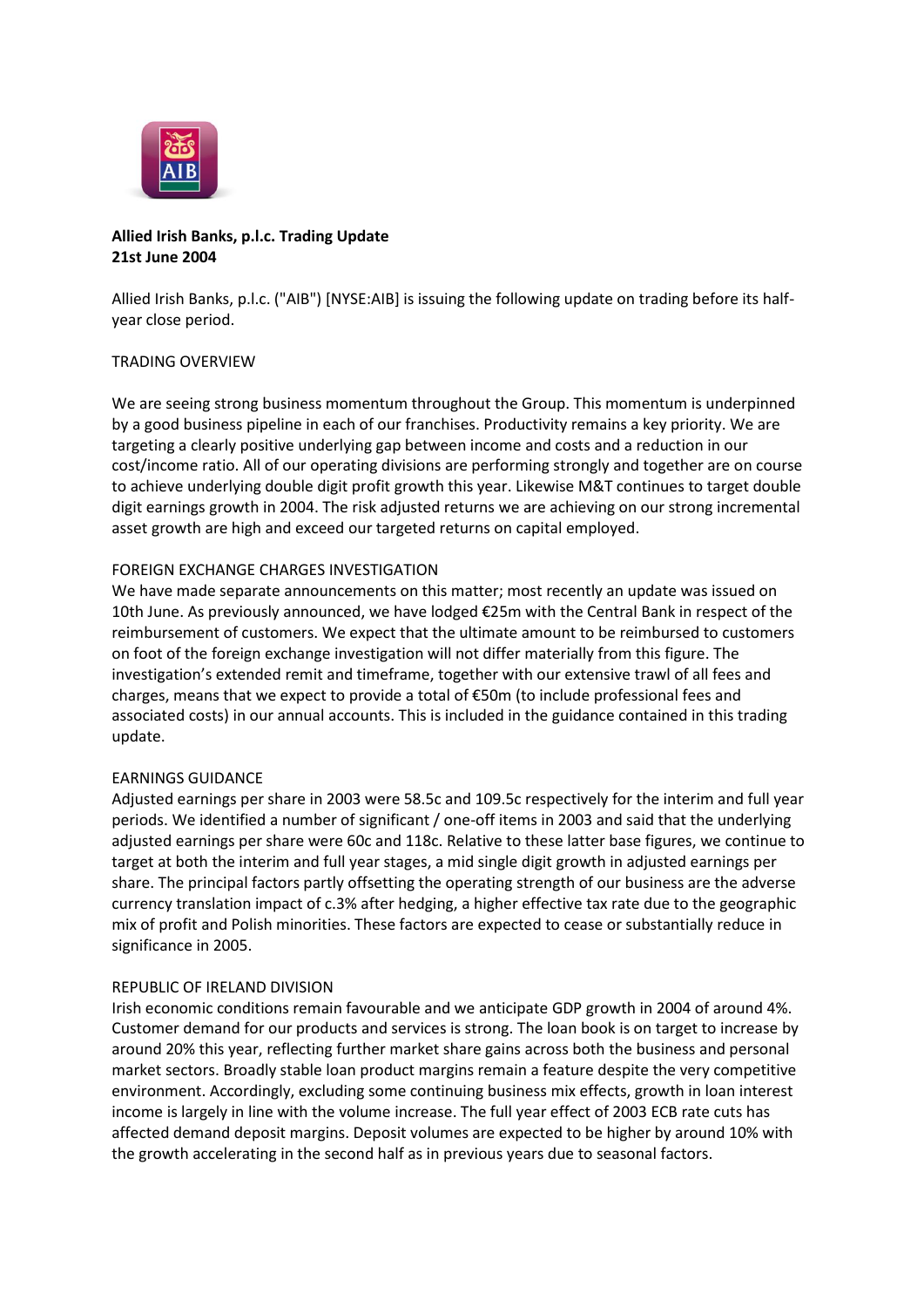**Allied Irish Banks, p.l.c. Trading Update**
**21st June 2004**

Allied Irish Banks, p.l.c. ("AIB") [NYSE:AIB] is issuing the following update on trading before its half-year close period.

TRADING OVERVIEW

We are seeing strong business momentum throughout the Group. This momentum is underpinned by a good business pipeline in each of our franchises. Productivity remains a key priority. We are targeting a clearly positive underlying gap between income and costs and a reduction in our cost/income ratio. All of our operating divisions are performing strongly and together are on course to achieve underlying double digit profit growth this year. Likewise M&T continues to target double digit earnings growth in 2004. The risk adjusted returns we are achieving on our strong incremental asset growth are high and exceed our targeted returns on capital employed.

FOREIGN EXCHANGE CHARGES INVESTIGATION

We have made separate announcements on this matter; most recently an update was issued on 10th June. As previously announced, we have lodged €25m with the Central Bank in respect of the reimbursement of customers. We expect that the ultimate amount to be reimbursed to customers on foot of the foreign exchange investigation will not differ materially from this figure. The investigation's extended remit and timeframe, together with our extensive trawl of all fees and charges, means that we expect to provide a total of €50m (to include professional fees and associated costs) in our annual accounts. This is included in the guidance contained in this trading update.

EARNINGS GUIDANCE

Adjusted earnings per share in 2003 were 58.5c and 109.5c respectively for the interim and full year periods. We identified a number of significant / one-off items in 2003 and said that the underlying adjusted earnings per share were 60c and 118c. Relative to these latter base figures, we continue to target at both the interim and full year stages, a mid single digit growth in adjusted earnings per share. The principal factors partly offsetting the operating strength of our business are the adverse currency translation impact of c.3% after hedging, a higher effective tax rate due to the geographic mix of profit and Polish minorities. These factors are expected to cease or substantially reduce in significance in 2005.

REPUBLIC OF IRELAND DIVISION

Irish economic conditions remain favourable and we anticipate GDP growth in 2004 of around 4%. Customer demand for our products and services is strong. The loan book is on target to increase by around 20% this year, reflecting further market share gains across both the business and personal market sectors. Broadly stable loan product margins remain a feature despite the very competitive environment. Accordingly, excluding some continuing business mix effects, growth in loan interest income is largely in line with the volume increase. The full year effect of 2003 ECB rate cuts has affected demand deposit margins. Deposit volumes are expected to be higher by around 10% with the growth accelerating in the second half as in previous years due to seasonal factors.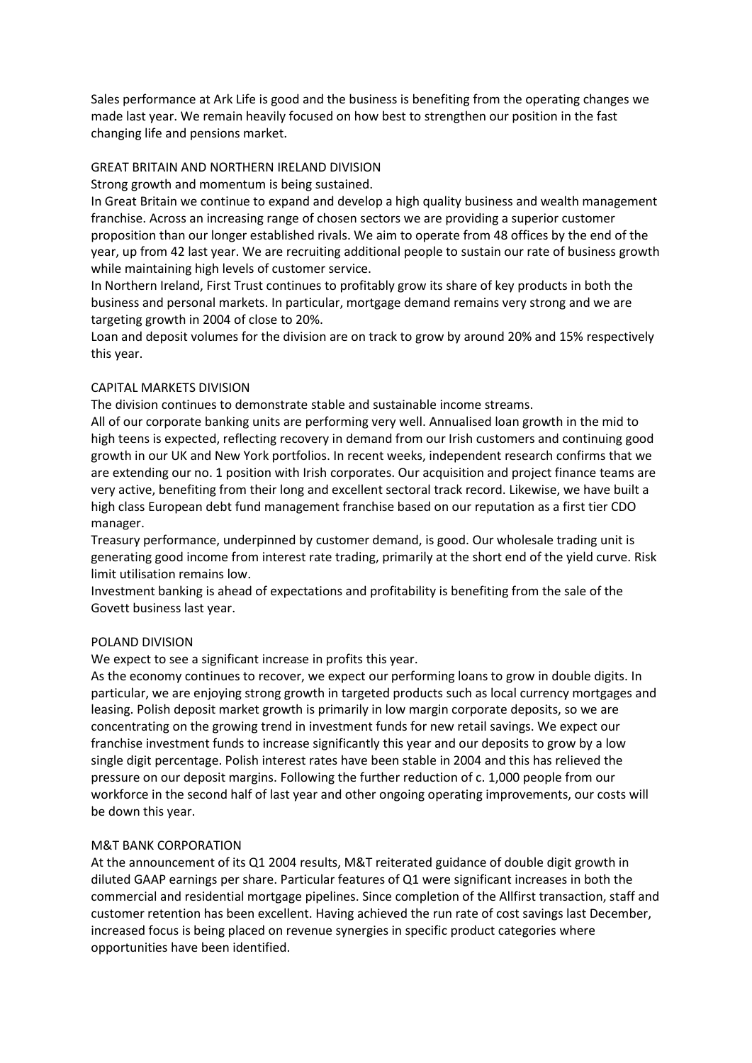Sales performance at Ark Life is good and the business is benefiting from the operating changes we made last year. We remain heavily focused on how best to strengthen our position in the fast changing life and pensions market.

## GREAT BRITAIN AND NORTHERN IRELAND DIVISION

Strong growth and momentum is being sustained.

In Great Britain we continue to expand and develop a high quality business and wealth management franchise. Across an increasing range of chosen sectors we are providing a superior customer proposition than our longer established rivals. We aim to operate from 48 offices by the end of the year, up from 42 last year. We are recruiting additional people to sustain our rate of business growth while maintaining high levels of customer service.

In Northern Ireland, First Trust continues to profitably grow its share of key products in both the business and personal markets. In particular, mortgage demand remains very strong and we are targeting growth in 2004 of close to 20%.

Loan and deposit volumes for the division are on track to grow by around 20% and 15% respectively this year.

## CAPITAL MARKETS DIVISION

The division continues to demonstrate stable and sustainable income streams.

All of our corporate banking units are performing very well. Annualised loan growth in the mid to high teens is expected, reflecting recovery in demand from our Irish customers and continuing good growth in our UK and New York portfolios. In recent weeks, independent research confirms that we are extending our no. 1 position with Irish corporates. Our acquisition and project finance teams are very active, benefiting from their long and excellent sectoral track record. Likewise, we have built a high class European debt fund management franchise based on our reputation as a first tier CDO manager.

Treasury performance, underpinned by customer demand, is good. Our wholesale trading unit is generating good income from interest rate trading, primarily at the short end of the yield curve. Risk limit utilisation remains low.

Investment banking is ahead of expectations and profitability is benefiting from the sale of the Govett business last year.

## POLAND DIVISION

We expect to see a significant increase in profits this year.

As the economy continues to recover, we expect our performing loans to grow in double digits. In particular, we are enjoying strong growth in targeted products such as local currency mortgages and leasing. Polish deposit market growth is primarily in low margin corporate deposits, so we are concentrating on the growing trend in investment funds for new retail savings. We expect our franchise investment funds to increase significantly this year and our deposits to grow by a low single digit percentage. Polish interest rates have been stable in 2004 and this has relieved the pressure on our deposit margins. Following the further reduction of c. 1,000 people from our workforce in the second half of last year and other ongoing operating improvements, our costs will be down this year.

## M&T BANK CORPORATION

At the announcement of its Q1 2004 results, M&T reiterated guidance of double digit growth in diluted GAAP earnings per share. Particular features of Q1 were significant increases in both the commercial and residential mortgage pipelines. Since completion of the Allfirst transaction, staff and customer retention has been excellent. Having achieved the run rate of cost savings last December, increased focus is being placed on revenue synergies in specific product categories where opportunities have been identified.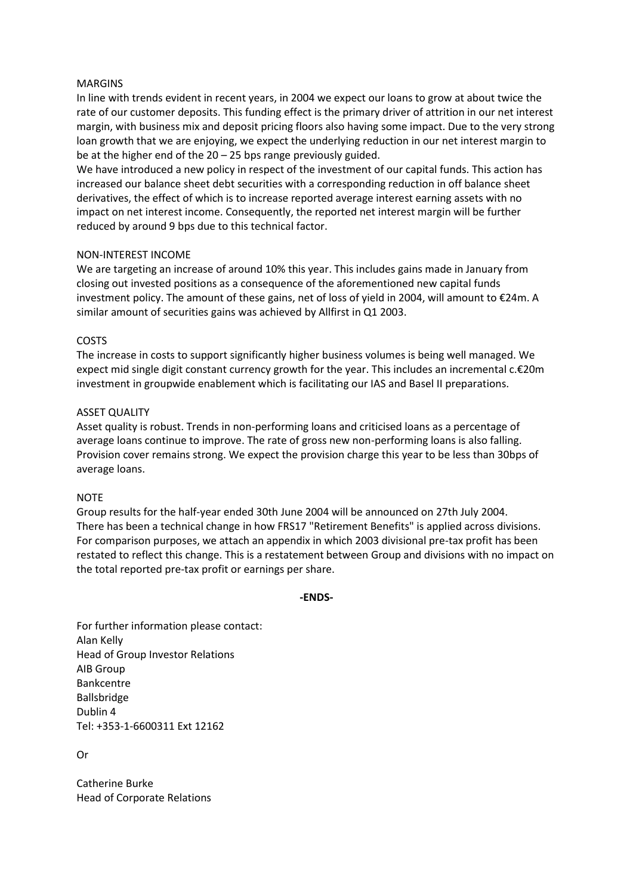## MARGINS

In line with trends evident in recent years, in 2004 we expect our loans to grow at about twice the rate of our customer deposits. This funding effect is the primary driver of attrition in our net interest margin, with business mix and deposit pricing floors also having some impact. Due to the very strong loan growth that we are enjoying, we expect the underlying reduction in our net interest margin to be at the higher end of the 20 – 25 bps range previously guided.

We have introduced a new policy in respect of the investment of our capital funds. This action has increased our balance sheet debt securities with a corresponding reduction in off balance sheet derivatives, the effect of which is to increase reported average interest earning assets with no impact on net interest income. Consequently, the reported net interest margin will be further reduced by around 9 bps due to this technical factor.

## NON-INTEREST INCOME

We are targeting an increase of around 10% this year. This includes gains made in January from closing out invested positions as a consequence of the aforementioned new capital funds investment policy. The amount of these gains, net of loss of yield in 2004, will amount to €24m. A similar amount of securities gains was achieved by Allfirst in Q1 2003.

## COSTS

The increase in costs to support significantly higher business volumes is being well managed. We expect mid single digit constant currency growth for the year. This includes an incremental c.€20m investment in groupwide enablement which is facilitating our IAS and Basel II preparations.

## ASSET QUALITY

Asset quality is robust. Trends in non-performing loans and criticised loans as a percentage of average loans continue to improve. The rate of gross new non-performing loans is also falling. Provision cover remains strong. We expect the provision charge this year to be less than 30bps of average loans.

## NOTE

Group results for the half-year ended 30th June 2004 will be announced on 27th July 2004.
There has been a technical change in how FRS17 "Retirement Benefits" is applied across divisions. For comparison purposes, we attach an appendix in which 2003 divisional pre-tax profit has been restated to reflect this change. This is a restatement between Group and divisions with no impact on the total reported pre-tax profit or earnings per share.

**-ENDS-**

For further information please contact:
Alan Kelly
Head of Group Investor Relations
AIB Group
Bankcentre
Ballsbridge
Dublin 4
Tel: +353-1-6600311 Ext 12162

Or

Catherine Burke
Head of Corporate Relations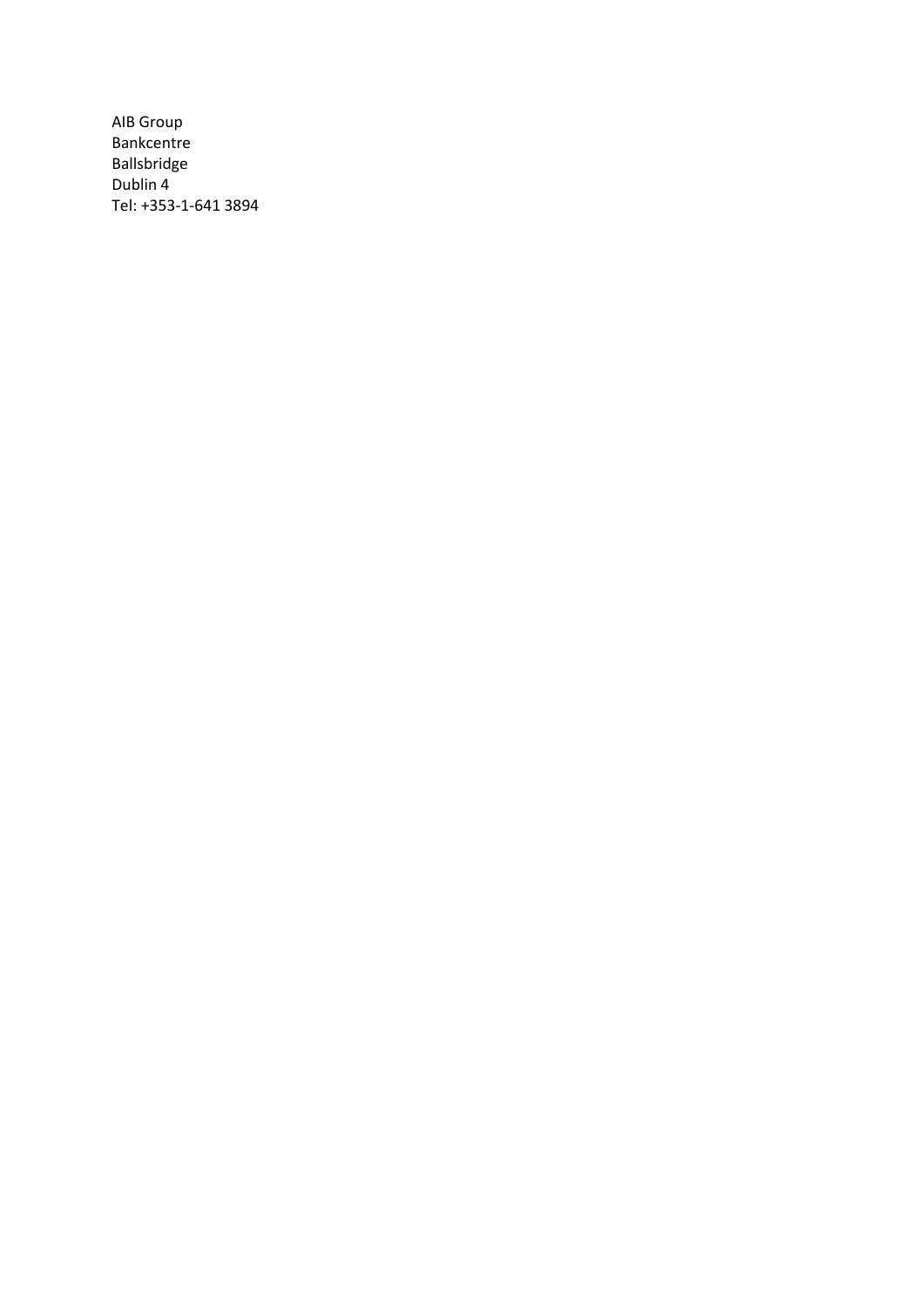AIB Group
Bankcentre
Ballsbridge
Dublin 4
Tel: +353-1-641 3894